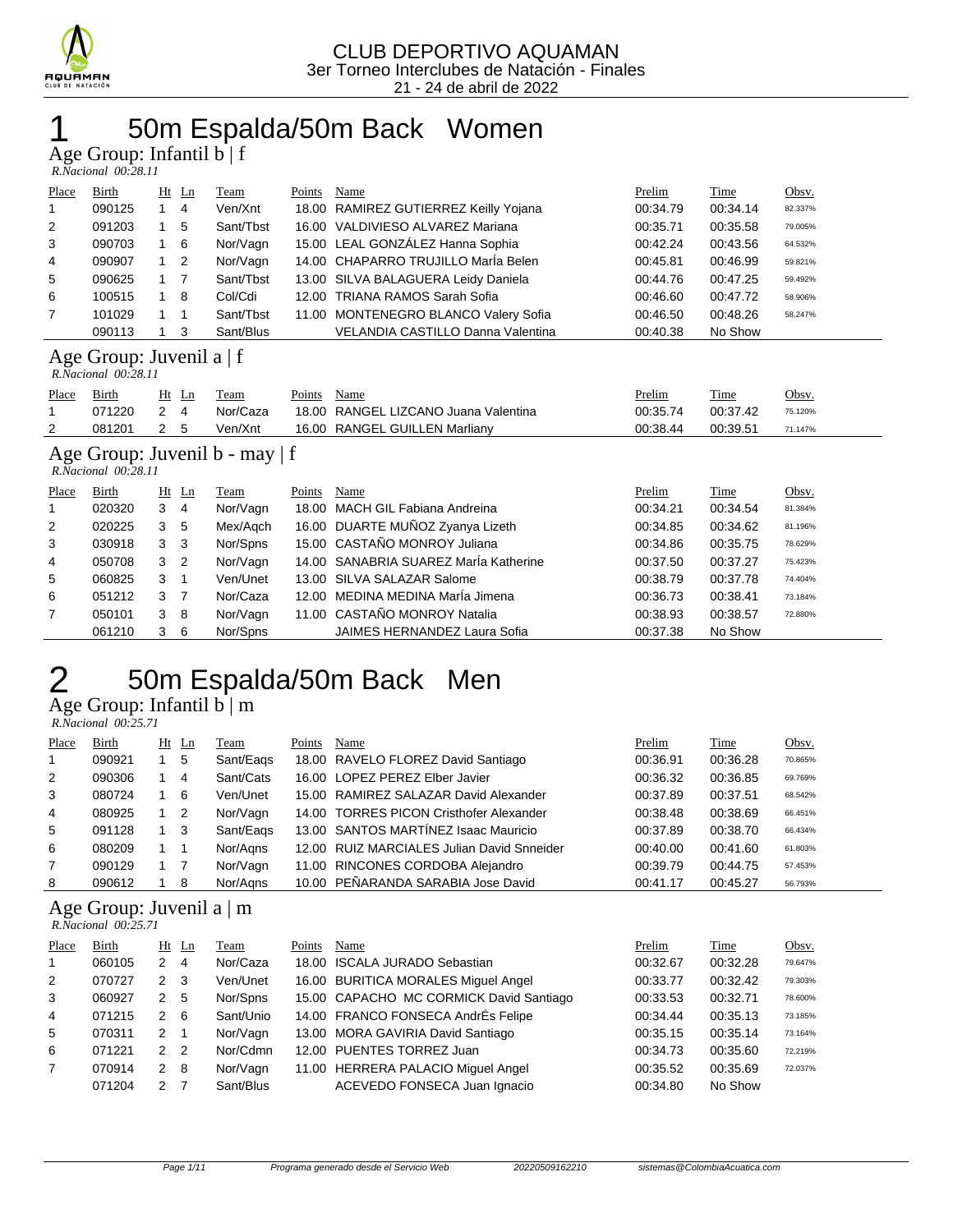CLUB DEPORTIVO AQUAMAN
3er Torneo Interclubes de Natación - Finales
21 - 24 de abril de 2022

# 1 50m Espalda/50m Back Women

## Age Group: Infantil b | f

*R.Nacional 00:28.11*

| Place | Birth | Ht | Ln | Team | Points | Name | Prelim | Time | Obsv. |
|---|---|---|---|---|---|---|---|---|---|
| 1 | 090125 | 1 | 4 | Ven/Xnt | 18.00 | RAMIREZ GUTIERREZ Keilly Yojana | 00:34.79 | 00:34.14 | 82.337% |
| 2 | 091203 | 1 | 5 | Sant/Tbst | 16.00 | VALDIVIESO ALVAREZ Mariana | 00:35.71 | 00:35.58 | 79.005% |
| 3 | 090703 | 1 | 6 | Nor/Vagn | 15.00 | LEAL GONZÁLEZ Hanna Sophia | 00:42.24 | 00:43.56 | 64.532% |
| 4 | 090907 | 1 | 2 | Nor/Vagn | 14.00 | CHAPARRO TRUJILLO MarÍa Belen | 00:45.81 | 00:46.99 | 59.821% |
| 5 | 090625 | 1 | 7 | Sant/Tbst | 13.00 | SILVA BALAGUERA Leidy Daniela | 00:44.76 | 00:47.25 | 59.492% |
| 6 | 100515 | 1 | 8 | Col/Cdi | 12.00 | TRIANA RAMOS Sarah Sofia | 00:46.60 | 00:47.72 | 58.906% |
| 7 | 101029 | 1 | 1 | Sant/Tbst | 11.00 | MONTENEGRO BLANCO Valery Sofia | 00:46.50 | 00:48.26 | 58.247% |
| | 090113 | 1 | 3 | Sant/Blus | | VELANDIA CASTILLO Danna Valentina | 00:40.38 | No Show | |

## Age Group: Juvenil a | f

*R.Nacional 00:28.11*

| Place | Birth | Ht | Ln | Team | Points | Name | Prelim | Time | Obsv. |
|---|---|---|---|---|---|---|---|---|---|
| 1 | 071220 | 2 | 4 | Nor/Caza | 18.00 | RANGEL LIZCANO Juana Valentina | 00:35.74 | 00:37.42 | 75.120% |
| 2 | 081201 | 2 | 5 | Ven/Xnt | 16.00 | RANGEL GUILLEN Marliany | 00:38.44 | 00:39.51 | 71.147% |

## Age Group: Juvenil b - may | f

*R.Nacional 00:28.11*

| Place | Birth | Ht | Ln | Team | Points | Name | Prelim | Time | Obsv. |
|---|---|---|---|---|---|---|---|---|---|
| 1 | 020320 | 3 | 4 | Nor/Vagn | 18.00 | MACH GIL Fabiana Andreina | 00:34.21 | 00:34.54 | 81.384% |
| 2 | 020225 | 3 | 5 | Mex/Aqch | 16.00 | DUARTE MUÑOZ Zyanya Lizeth | 00:34.85 | 00:34.62 | 81.196% |
| 3 | 030918 | 3 | 3 | Nor/Spns | 15.00 | CASTAÑO MONROY Juliana | 00:34.86 | 00:35.75 | 78.629% |
| 4 | 050708 | 3 | 2 | Nor/Vagn | 14.00 | SANABRIA SUAREZ MarÍa Katherine | 00:37.50 | 00:37.27 | 75.423% |
| 5 | 060825 | 3 | 1 | Ven/Unet | 13.00 | SILVA SALAZAR Salome | 00:38.79 | 00:37.78 | 74.404% |
| 6 | 051212 | 3 | 7 | Nor/Caza | 12.00 | MEDINA MEDINA MarÍa Jimena | 00:36.73 | 00:38.41 | 73.184% |
| 7 | 050101 | 3 | 8 | Nor/Vagn | 11.00 | CASTAÑO MONROY Natalia | 00:38.93 | 00:38.57 | 72.880% |
| | 061210 | 3 | 6 | Nor/Spns | | JAIMES HERNANDEZ Laura Sofia | 00:37.38 | No Show | |

# 2 50m Espalda/50m Back Men

## Age Group: Infantil b | m

*R.Nacional 00:25.71*

| Place | Birth | Ht | Ln | Team | Points | Name | Prelim | Time | Obsv. |
|---|---|---|---|---|---|---|---|---|---|
| 1 | 090921 | 1 | 5 | Sant/Eaqs | 18.00 | RAVELO FLOREZ David Santiago | 00:36.91 | 00:36.28 | 70.865% |
| 2 | 090306 | 1 | 4 | Sant/Cats | 16.00 | LOPEZ PEREZ Elber Javier | 00:36.32 | 00:36.85 | 69.769% |
| 3 | 080724 | 1 | 6 | Ven/Unet | 15.00 | RAMIREZ SALAZAR David Alexander | 00:37.89 | 00:37.51 | 68.542% |
| 4 | 080925 | 1 | 2 | Nor/Vagn | 14.00 | TORRES PICON Cristhofer Alexander | 00:38.48 | 00:38.69 | 66.451% |
| 5 | 091128 | 1 | 3 | Sant/Eaqs | 13.00 | SANTOS MARTÍNEZ Isaac Mauricio | 00:37.89 | 00:38.70 | 66.434% |
| 6 | 080209 | 1 | 1 | Nor/Aqns | 12.00 | RUIZ MARCIALES Julian David Snneider | 00:40.00 | 00:41.60 | 61.803% |
| 7 | 090129 | 1 | 7 | Nor/Vagn | 11.00 | RINCONES CORDOBA Alejandro | 00:39.79 | 00:44.75 | 57.453% |
| 8 | 090612 | 1 | 8 | Nor/Aqns | 10.00 | PEÑARANDA SARABIA Jose David | 00:41.17 | 00:45.27 | 56.793% |

## Age Group: Juvenil a | m

*R.Nacional 00:25.71*

| Place | Birth | Ht | Ln | Team | Points | Name | Prelim | Time | Obsv. |
|---|---|---|---|---|---|---|---|---|---|
| 1 | 060105 | 2 | 4 | Nor/Caza | 18.00 | ISCALA JURADO Sebastian | 00:32.67 | 00:32.28 | 79.647% |
| 2 | 070727 | 2 | 3 | Ven/Unet | 16.00 | BURITICA MORALES Miguel Angel | 00:33.77 | 00:32.42 | 79.303% |
| 3 | 060927 | 2 | 5 | Nor/Spns | 15.00 | CAPACHO MC CORMICK David Santiago | 00:33.53 | 00:32.71 | 78.600% |
| 4 | 071215 | 2 | 6 | Sant/Unio | 14.00 | FRANCO FONSECA AndrÉs Felipe | 00:34.44 | 00:35.13 | 73.185% |
| 5 | 070311 | 2 | 1 | Nor/Vagn | 13.00 | MORA GAVIRIA David Santiago | 00:35.15 | 00:35.14 | 73.164% |
| 6 | 071221 | 2 | 2 | Nor/Cdmn | 12.00 | PUENTES TORREZ Juan | 00:34.73 | 00:35.60 | 72.219% |
| 7 | 070914 | 2 | 8 | Nor/Vagn | 11.00 | HERRERA PALACIO Miguel Angel | 00:35.52 | 00:35.69 | 72.037% |
| | 071204 | 2 | 7 | Sant/Blus | | ACEVEDO FONSECA Juan Ignacio | 00:34.80 | No Show | |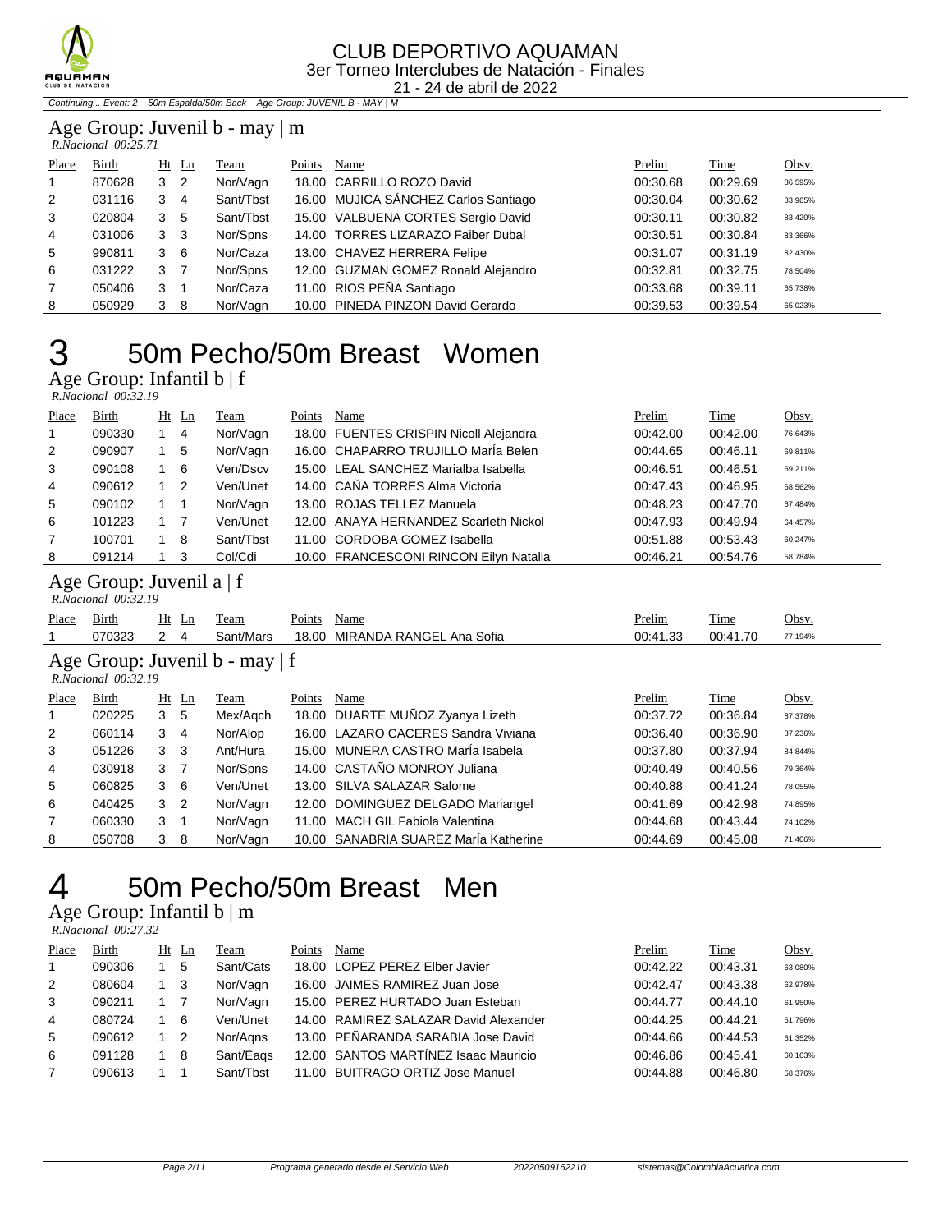*Continuing... Event: 2 50m Espalda/50m Back Age Group: JUVENIL B - MAY | M*

### Age Group: Juvenil b - may | m

*R.Nacional 00:25.71*

| Place | Birth | Ht | Ln | Team | Points | Name | Prelim | Time | Obsv. |
|---|---|---|---|---|---|---|---|---|---|
| 1 | 870628 | 3 | 2 | Nor/Vagn | 18.00 | CARRILLO ROZO David | 00:30.68 | 00:29.69 | 86.595% |
| 2 | 031116 | 3 | 4 | Sant/Tbst | 16.00 | MUJICA SÁNCHEZ Carlos Santiago | 00:30.04 | 00:30.62 | 83.965% |
| 3 | 020804 | 3 | 5 | Sant/Tbst | 15.00 | VALBUENA CORTES Sergio David | 00:30.11 | 00:30.82 | 83.420% |
| 4 | 031006 | 3 | 3 | Nor/Spns | 14.00 | TORRES LIZARAZO Faiber Dubal | 00:30.51 | 00:30.84 | 83.366% |
| 5 | 990811 | 3 | 6 | Nor/Caza | 13.00 | CHAVEZ HERRERA Felipe | 00:31.07 | 00:31.19 | 82.430% |
| 6 | 031222 | 3 | 7 | Nor/Spns | 12.00 | GUZMAN GOMEZ Ronald Alejandro | 00:32.81 | 00:32.75 | 78.504% |
| 7 | 050406 | 3 | 1 | Nor/Caza | 11.00 | RIOS PEÑA Santiago | 00:33.68 | 00:39.11 | 65.738% |
| 8 | 050929 | 3 | 8 | Nor/Vagn | 10.00 | PINEDA PINZON David Gerardo | 00:39.53 | 00:39.54 | 65.023% |

# 3 50m Pecho/50m Breast Women

### Age Group: Infantil b | f

*R.Nacional 00:32.19*

| Place | Birth | Ht | Ln | Team | Points | Name | Prelim | Time | Obsv. |
|---|---|---|---|---|---|---|---|---|---|
| 1 | 090330 | 1 | 4 | Nor/Vagn | 18.00 | FUENTES CRISPIN Nicoll Alejandra | 00:42.00 | 00:42.00 | 76.643% |
| 2 | 090907 | 1 | 5 | Nor/Vagn | 16.00 | CHAPARRO TRUJILLO MarÍa Belen | 00:44.65 | 00:46.11 | 69.811% |
| 3 | 090108 | 1 | 6 | Ven/Dscv | 15.00 | LEAL SANCHEZ Marialba Isabella | 00:46.51 | 00:46.51 | 69.211% |
| 4 | 090612 | 1 | 2 | Ven/Unet | 14.00 | CAÑA TORRES Alma Victoria | 00:47.43 | 00:46.95 | 68.562% |
| 5 | 090102 | 1 | 1 | Nor/Vagn | 13.00 | ROJAS TELLEZ Manuela | 00:48.23 | 00:47.70 | 67.484% |
| 6 | 101223 | 1 | 7 | Ven/Unet | 12.00 | ANAYA HERNANDEZ Scarleth Nickol | 00:47.93 | 00:49.94 | 64.457% |
| 7 | 100701 | 1 | 8 | Sant/Tbst | 11.00 | CORDOBA GOMEZ Isabella | 00:51.88 | 00:53.43 | 60.247% |
| 8 | 091214 | 1 | 3 | Col/Cdi | 10.00 | FRANCESCONI RINCON Eilyn Natalia | 00:46.21 | 00:54.76 | 58.784% |

### Age Group: Juvenil a | f

*R.Nacional 00:32.19*

| Place | Birth | Ht | Ln | Team | Points | Name | Prelim | Time | Obsv. |
|---|---|---|---|---|---|---|---|---|---|
| 1 | 070323 | 2 | 4 | Sant/Mars | 18.00 | MIRANDA RANGEL Ana Sofia | 00:41.33 | 00:41.70 | 77.194% |

### Age Group: Juvenil b - may | f

*R.Nacional 00:32.19*

| Place | Birth | Ht | Ln | Team | Points | Name | Prelim | Time | Obsv. |
|---|---|---|---|---|---|---|---|---|---|
| 1 | 020225 | 3 | 5 | Mex/Aqch | 18.00 | DUARTE MUÑOZ Zyanya Lizeth | 00:37.72 | 00:36.84 | 87.378% |
| 2 | 060114 | 3 | 4 | Nor/Alop | 16.00 | LAZARO CACERES Sandra Viviana | 00:36.40 | 00:36.90 | 87.236% |
| 3 | 051226 | 3 | 3 | Ant/Hura | 15.00 | MUNERA CASTRO MarÍa Isabela | 00:37.80 | 00:37.94 | 84.844% |
| 4 | 030918 | 3 | 7 | Nor/Spns | 14.00 | CASTAÑO MONROY Juliana | 00:40.49 | 00:40.56 | 79.364% |
| 5 | 060825 | 3 | 6 | Ven/Unet | 13.00 | SILVA SALAZAR Salome | 00:40.88 | 00:41.24 | 78.055% |
| 6 | 040425 | 3 | 2 | Nor/Vagn | 12.00 | DOMINGUEZ DELGADO Mariangel | 00:41.69 | 00:42.98 | 74.895% |
| 7 | 060330 | 3 | 1 | Nor/Vagn | 11.00 | MACH GIL Fabiola Valentina | 00:44.68 | 00:43.44 | 74.102% |
| 8 | 050708 | 3 | 8 | Nor/Vagn | 10.00 | SANABRIA SUAREZ MarÍa Katherine | 00:44.69 | 00:45.08 | 71.406% |

# 4 50m Pecho/50m Breast Men

### Age Group: Infantil b | m

*R.Nacional 00:27.32*

| Place | Birth | Ht | Ln | Team | Points | Name | Prelim | Time | Obsv. |
|---|---|---|---|---|---|---|---|---|---|
| 1 | 090306 | 1 | 5 | Sant/Cats | 18.00 | LOPEZ PEREZ Elber Javier | 00:42.22 | 00:43.31 | 63.080% |
| 2 | 080604 | 1 | 3 | Nor/Vagn | 16.00 | JAIMES RAMIREZ Juan Jose | 00:42.47 | 00:43.38 | 62.978% |
| 3 | 090211 | 1 | 7 | Nor/Vagn | 15.00 | PEREZ HURTADO Juan Esteban | 00:44.77 | 00:44.10 | 61.950% |
| 4 | 080724 | 1 | 6 | Ven/Unet | 14.00 | RAMIREZ SALAZAR David Alexander | 00:44.25 | 00:44.21 | 61.796% |
| 5 | 090612 | 1 | 2 | Nor/Aqns | 13.00 | PEÑARANDA SARABIA Jose David | 00:44.66 | 00:44.53 | 61.352% |
| 6 | 091128 | 1 | 8 | Sant/Eaqs | 12.00 | SANTOS MARTÍNEZ Isaac Mauricio | 00:46.86 | 00:45.41 | 60.163% |
| 7 | 090613 | 1 | 1 | Sant/Tbst | 11.00 | BUITRAGO ORTIZ Jose Manuel | 00:44.88 | 00:46.80 | 58.376% |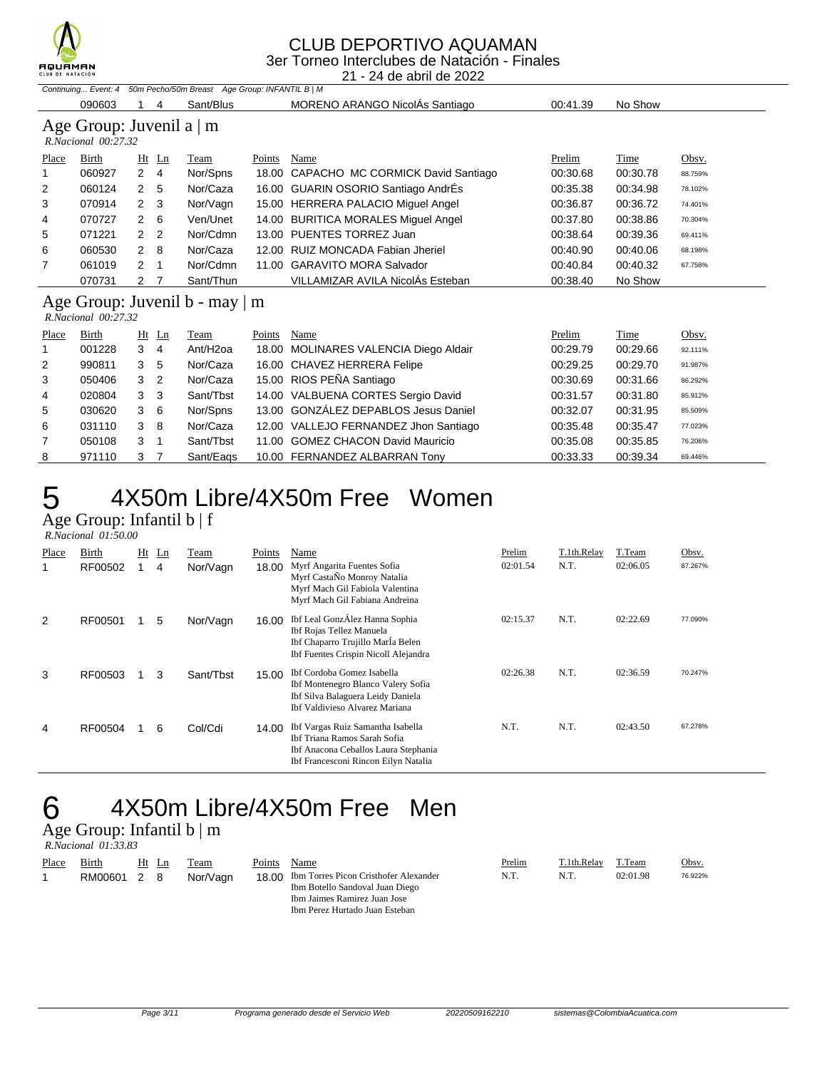# CLUB DEPORTIVO AQUAMAN

3er Torneo Interclubes de Natación - Finales

21 - 24 de abril de 2022

*Continuing... Event: 4 50m Pecho/50m Breast Age Group: INFANTIL B | M*

| Place | Birth | Ht | Ln | Team | Points | Name | Prelim | Time | Obsv. |
|---|---|---|---|---|---|---|---|---|---|
| | 090603 | 1 | 4 | Sant/Blus | | MORENO ARANGO NicolÁs Santiago | 00:41.39 | No Show | |

## Age Group: Juvenil a | m

*R.Nacional 00:27.32*

| Place | Birth | Ht | Ln | Team | Points | Name | Prelim | Time | Obsv. |
|---|---|---|---|---|---|---|---|---|---|
| 1 | 060927 | 2 | 4 | Nor/Spns | 18.00 | CAPACHO MC CORMICK David Santiago | 00:30.68 | 00:30.78 | 88.759% |
| 2 | 060124 | 2 | 5 | Nor/Caza | 16.00 | GUARIN OSORIO Santiago AndrÉs | 00:35.38 | 00:34.98 | 78.102% |
| 3 | 070914 | 2 | 3 | Nor/Vagn | 15.00 | HERRERA PALACIO Miguel Angel | 00:36.87 | 00:36.72 | 74.401% |
| 4 | 070727 | 2 | 6 | Ven/Unet | 14.00 | BURITICA MORALES Miguel Angel | 00:37.80 | 00:38.86 | 70.304% |
| 5 | 071221 | 2 | 2 | Nor/Cdmn | 13.00 | PUENTES TORREZ Juan | 00:38.64 | 00:39.36 | 69.411% |
| 6 | 060530 | 2 | 8 | Nor/Caza | 12.00 | RUIZ MONCADA Fabian Jheriel | 00:40.90 | 00:40.06 | 68.198% |
| 7 | 061019 | 2 | 1 | Nor/Cdmn | 11.00 | GARAVITO MORA Salvador | 00:40.84 | 00:40.32 | 67.758% |
| | 070731 | 2 | 7 | Sant/Thun | | VILLAMIZAR AVILA NicolÁs Esteban | 00:38.40 | No Show | |

## Age Group: Juvenil b - may | m

*R.Nacional 00:27.32*

| Place | Birth | Ht | Ln | Team | Points | Name | Prelim | Time | Obsv. |
|---|---|---|---|---|---|---|---|---|---|
| 1 | 001228 | 3 | 4 | Ant/H2oa | 18.00 | MOLINARES VALENCIA Diego Aldair | 00:29.79 | 00:29.66 | 92.111% |
| 2 | 990811 | 3 | 5 | Nor/Caza | 16.00 | CHAVEZ HERRERA Felipe | 00:29.25 | 00:29.70 | 91.987% |
| 3 | 050406 | 3 | 2 | Nor/Caza | 15.00 | RIOS PEÑA Santiago | 00:30.69 | 00:31.66 | 86.292% |
| 4 | 020804 | 3 | 3 | Sant/Tbst | 14.00 | VALBUENA CORTES Sergio David | 00:31.57 | 00:31.80 | 85.912% |
| 5 | 030620 | 3 | 6 | Nor/Spns | 13.00 | GONZÁLEZ DEPABLOS Jesus Daniel | 00:32.07 | 00:31.95 | 85.509% |
| 6 | 031110 | 3 | 8 | Nor/Caza | 12.00 | VALLEJO FERNANDEZ Jhon Santiago | 00:35.48 | 00:35.47 | 77.023% |
| 7 | 050108 | 3 | 1 | Sant/Tbst | 11.00 | GOMEZ CHACON David Mauricio | 00:35.08 | 00:35.85 | 76.206% |
| 8 | 971110 | 3 | 7 | Sant/Eaqs | 10.00 | FERNANDEZ ALBARRAN Tony | 00:33.33 | 00:39.34 | 69.446% |

# 5 4X50m Libre/4X50m Free Women

## Age Group: Infantil b | f

*R.Nacional 01:50.00*

| Place | Birth | Ht | Ln | Team | Points | Name | Prelim | T.1th.Relay | T.Team | Obsv. |
|---|---|---|---|---|---|---|---|---|---|---|
| 1 | RF00502 | 1 | 4 | Nor/Vagn | 18.00 | Myrf Angarita Fuentes Sofia<br>Myrf CastaÑo Monroy Natalia<br>Myrf Mach Gil Fabiola Valentina<br>Myrf Mach Gil Fabiana Andreina | 02:01.54 | N.T. | 02:06.05 | 87.267% |
| 2 | RF00501 | 1 | 5 | Nor/Vagn | 16.00 | Ibf Leal GonzÁlez Hanna Sophia<br>Ibf Rojas Tellez Manuela<br>Ibf Chaparro Trujillo MarÍa Belen<br>Ibf Fuentes Crispin Nicoll Alejandra | 02:15.37 | N.T. | 02:22.69 | 77.090% |
| 3 | RF00503 | 1 | 3 | Sant/Tbst | 15.00 | Ibf Cordoba Gomez Isabella<br>Ibf Montenegro Blanco Valery Sofia<br>Ibf Silva Balaguera Leidy Daniela<br>Ibf Valdivieso Alvarez Mariana | 02:26.38 | N.T. | 02:36.59 | 70.247% |
| 4 | RF00504 | 1 | 6 | Col/Cdi | 14.00 | Ibf Vargas Ruiz Samantha Isabella<br>Ibf Triana Ramos Sarah Sofia<br>Ibf Anacona Ceballos Laura Stephania<br>Ibf Francesconi Rincon Eilyn Natalia | N.T. | N.T. | 02:43.50 | 67.278% |

# 6 4X50m Libre/4X50m Free Men

## Age Group: Infantil b | m

*R.Nacional 01:33.83*

| Place | Birth | Ht | Ln | Team | Points | Name | Prelim | T.1th.Relay | T.Team | Obsv. |
|---|---|---|---|---|---|---|---|---|---|---|
| 1 | RM00601 | 2 | 8 | Nor/Vagn | 18.00 | Ibm Torres Picon Cristhofer Alexander<br>Ibm Botello Sandoval Juan Diego<br>Ibm Jaimes Ramirez Juan Jose<br>Ibm Perez Hurtado Juan Esteban | N.T. | N.T. | 02:01.98 | 76.922% |

Programa generado desde el Servicio Web 20220509162210 sistemas@ColombiaAcuatica.com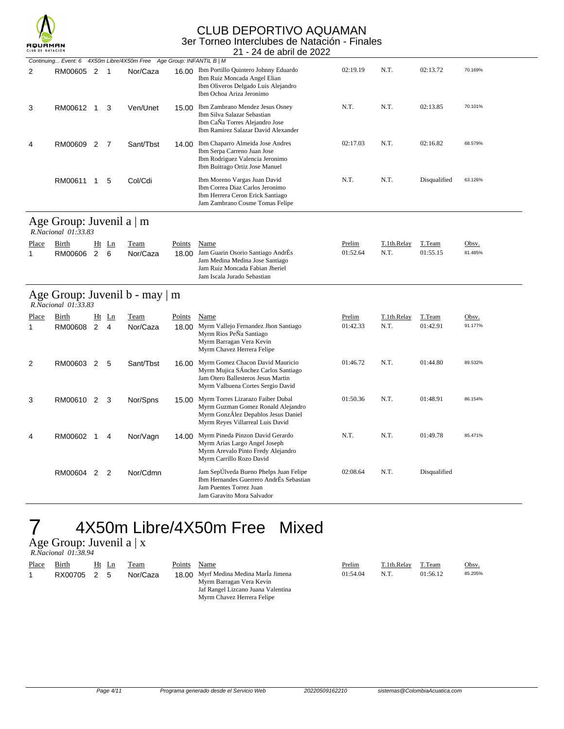Continuing... Event: 6 4X50m Libre/4X50m Free Age Group: INFANTIL B | M

| Place | Birth | Ht | Ln | Team | Points | Name | Prelim | T.1th.Relay | T.Team | Obsv. |
|---|---|---|---|---|---|---|---|---|---|---|
| 2 | RM00605 | 2 | 1 | Nor/Caza | 16.00 | Ibm Portillo Quintero Johnny Eduardo<br>Ibm Ruiz Moncada Angel Elian<br>Ibm Oliveros Delgado Luis Alejandro<br>Ibm Ochoa Ariza Jeronimo | 02:19.19 | N.T. | 02:13.72 | 70.169% |
| 3 | RM00612 | 1 | 3 | Ven/Unet | 15.00 | Ibm Zambrano Mendez Jesus Osney<br>Ibm Silva Salazar Sebastian<br>Ibm CaÑa Torres Alejandro Jose<br>Ibm Ramirez Salazar David Alexander | N.T. | N.T. | 02:13.85 | 70.101% |
| 4 | RM00609 | 2 | 7 | Sant/Tbst | 14.00 | Ibm Chaparro Almeida Jose Andres<br>Ibm Serpa Carreno Juan Jose<br>Ibm Rodriguez Valencia Jeronimo<br>Ibm Buitrago Ortiz Jose Manuel | 02:17.03 | N.T. | 02:16.82 | 68.579% |
| | RM00611 | 1 | 5 | Col/Cdi | | Ibm Moreno Vargas Juan David<br>Ibm Correa Diaz Carlos Jeronimo<br>Ibm Herrera Ceron Erick Santiago<br>Jam Zambrano Cosme Tomas Felipe | N.T. | N.T. | Disqualified | 63.126% |

## Age Group: Juvenil a | m

*R.Nacional 01:33.83*

| Place | Birth | Ht | Ln | Team | Points | Name | Prelim | T.1th.Relay | T.Team | Obsv. |
|---|---|---|---|---|---|---|---|---|---|---|
| 1 | RM00606 | 2 | 6 | Nor/Caza | 18.00 | Jam Guarin Osorio Santiago AndrÉs<br>Jam Medina Medina Jose Santiago<br>Jam Ruiz Moncada Fabian Jheriel<br>Jam Iscala Jurado Sebastian | 01:52.64 | N.T. | 01:55.15 | 81.485% |

## Age Group: Juvenil b - may | m

*R.Nacional 01:33.83*

| Place | Birth | Ht | Ln | Team | Points | Name | Prelim | T.1th.Relay | T.Team | Obsv. |
|---|---|---|---|---|---|---|---|---|---|---|
| 1 | RM00608 | 2 | 4 | Nor/Caza | 18.00 | Myrm Vallejo Fernandez Jhon Santiago<br>Myrm Rios PeÑa Santiago<br>Myrm Barragan Vera Kevin<br>Myrm Chavez Herrera Felipe | 01:42.33 | N.T. | 01:42.91 | 91.177% |
| 2 | RM00603 | 2 | 5 | Sant/Tbst | 16.00 | Myrm Gomez Chacon David Mauricio<br>Myrm Mujica SÁnchez Carlos Santiago<br>Jam Otero Ballesteros Jesus Martin<br>Myrm Valbuena Cortes Sergio David | 01:46.72 | N.T. | 01:44.80 | 89.532% |
| 3 | RM00610 | 2 | 3 | Nor/Spns | 15.00 | Myrm Torres Lizarazo Faiber Dubal<br>Myrm Guzman Gomez Ronald Alejandro<br>Myrm GonzÁlez Depablos Jesus Daniel<br>Myrm Reyes Villarreal Luis David | 01:50.36 | N.T. | 01:48.91 | 86.154% |
| 4 | RM00602 | 1 | 4 | Nor/Vagn | 14.00 | Myrm Pineda Pinzon David Gerardo<br>Myrm Arias Largo Angel Joseph<br>Myrm Arevalo Pinto Fredy Alejandro<br>Myrm Carrillo Rozo David | N.T. | N.T. | 01:49.78 | 85.471% |
| | RM00604 | 2 | 2 | Nor/Cdmn | | Jam SepÚlveda Bueno Phelps Juan Felipe<br>Ibm Hernandes Guerrero AndrÉs Sebastian<br>Jam Puentes Torrez Juan<br>Jam Garavito Mora Salvador | 02:08.64 | N.T. | Disqualified | |

# 7 4X50m Libre/4X50m Free Mixed

## Age Group: Juvenil a | x

*R.Nacional 01:38.94*

| Place | Birth | Ht | Ln | Team | Points | Name | Prelim | T.1th.Relay | T.Team | Obsv. |
|---|---|---|---|---|---|---|---|---|---|---|
| 1 | RX00705 | 2 | 5 | Nor/Caza | 18.00 | Myrf Medina Medina MarÍa Jimena<br>Myrm Barragan Vera Kevin<br>Jaf Rangel Lizcano Juana Valentina<br>Myrm Chavez Herrera Felipe | 01:54.04 | N.T. | 01:56.12 | 85.205% |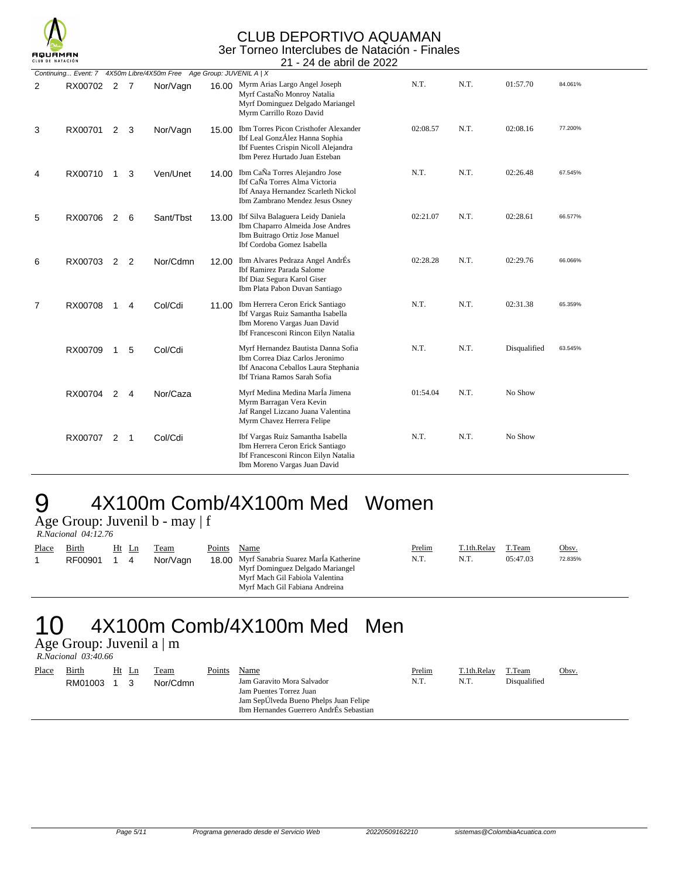# CLUB DEPORTIVO AQUAMAN
3er Torneo Interclubes de Natación - Finales
21 - 24 de abril de 2022

*Continuing... Event: 7 4X50m Libre/4X50m Free Age Group: JUVENIL A | X*

| Place | Birth | Ht | Ln | Team | Points | Name | Prelim | T.1th.Relay | T.Team | Obsv. |
|---|---|---|---|---|---|---|---|---|---|---|
| 2 | RX00702 | 2 | 7 | Nor/Vagn | 16.00 | Myrm Arias Largo Angel Joseph<br>Myrf CastaÑo Monroy Natalia<br>Myrf Dominguez Delgado Mariangel<br>Myrm Carrillo Rozo David | N.T. | N.T. | 01:57.70 | 84.061% |
| 3 | RX00701 | 2 | 3 | Nor/Vagn | 15.00 | Ibm Torres Picon Cristhofer Alexander<br>Ibf Leal GonzÁlez Hanna Sophia<br>Ibf Fuentes Crispin Nicoll Alejandra<br>Ibm Perez Hurtado Juan Esteban | 02:08.57 | N.T. | 02:08.16 | 77.200% |
| 4 | RX00710 | 1 | 3 | Ven/Unet | 14.00 | Ibm CaÑa Torres Alejandro Jose<br>Ibf CaÑa Torres Alma Victoria<br>Ibf Anaya Hernandez Scarleth Nickol<br>Ibm Zambrano Mendez Jesus Osney | N.T. | N.T. | 02:26.48 | 67.545% |
| 5 | RX00706 | 2 | 6 | Sant/Tbst | 13.00 | Ibf Silva Balaguera Leidy Daniela<br>Ibm Chaparro Almeida Jose Andres<br>Ibm Buitrago Ortiz Jose Manuel<br>Ibf Cordoba Gomez Isabella | 02:21.07 | N.T. | 02:28.61 | 66.577% |
| 6 | RX00703 | 2 | 2 | Nor/Cdmn | 12.00 | Ibm Alvares Pedraza Angel AndrÉs<br>Ibf Ramirez Parada Salome<br>Ibf Diaz Segura Karol Giser<br>Ibm Plata Pabon Duvan Santiago | 02:28.28 | N.T. | 02:29.76 | 66.066% |
| 7 | RX00708 | 1 | 4 | Col/Cdi | 11.00 | Ibm Herrera Ceron Erick Santiago<br>Ibf Vargas Ruiz Samantha Isabella<br>Ibm Moreno Vargas Juan David<br>Ibf Francesconi Rincon Eilyn Natalia | N.T. | N.T. | 02:31.38 | 65.359% |
| | RX00709 | 1 | 5 | Col/Cdi | | Myrf Hernandez Bautista Danna Sofia<br>Ibm Correa Diaz Carlos Jeronimo<br>Ibf Anacona Ceballos Laura Stephania<br>Ibf Triana Ramos Sarah Sofia | N.T. | N.T. | Disqualified | 63.545% |
| | RX00704 | 2 | 4 | Nor/Caza | | Myrf Medina Medina MarÍa Jimena<br>Myrm Barragan Vera Kevin<br>Jaf Rangel Lizcano Juana Valentina<br>Myrm Chavez Herrera Felipe | 01:54.04 | N.T. | No Show | |
| | RX00707 | 2 | 1 | Col/Cdi | | Ibf Vargas Ruiz Samantha Isabella<br>Ibm Herrera Ceron Erick Santiago<br>Ibf Francesconi Rincon Eilyn Natalia<br>Ibm Moreno Vargas Juan David | N.T. | N.T. | No Show | |

# 9 4X100m Comb/4X100m Med Women

Age Group: Juvenil b - may | f

*R.Nacional 04:12.76*

| Place | Birth | Ht | Ln | Team | Points | Name | Prelim | T.1th.Relay | T.Team | Obsv. |
|---|---|---|---|---|---|---|---|---|---|---|
| 1 | RF00901 | 1 | 4 | Nor/Vagn | 18.00 | Myrf Sanabria Suarez MarÍa Katherine<br>Myrf Dominguez Delgado Mariangel<br>Myrf Mach Gil Fabiola Valentina<br>Myrf Mach Gil Fabiana Andreina | N.T. | N.T. | 05:47.03 | 72.835% |

# 10 4X100m Comb/4X100m Med Men

Age Group: Juvenil a | m

*R.Nacional 03:40.66*

| Place | Birth | Ht | Ln | Team | Points | Name | Prelim | T.1th.Relay | T.Team | Obsv. |
|---|---|---|---|---|---|---|---|---|---|---|
| | RM01003 | 1 | 3 | Nor/Cdmn | | Jam Garavito Mora Salvador<br>Jam Puentes Torrez Juan<br>Jam SepÚlveda Bueno Phelps Juan Felipe<br>Ibm Hernandes Guerrero AndrÉs Sebastian | N.T. | N.T. | Disqualified | |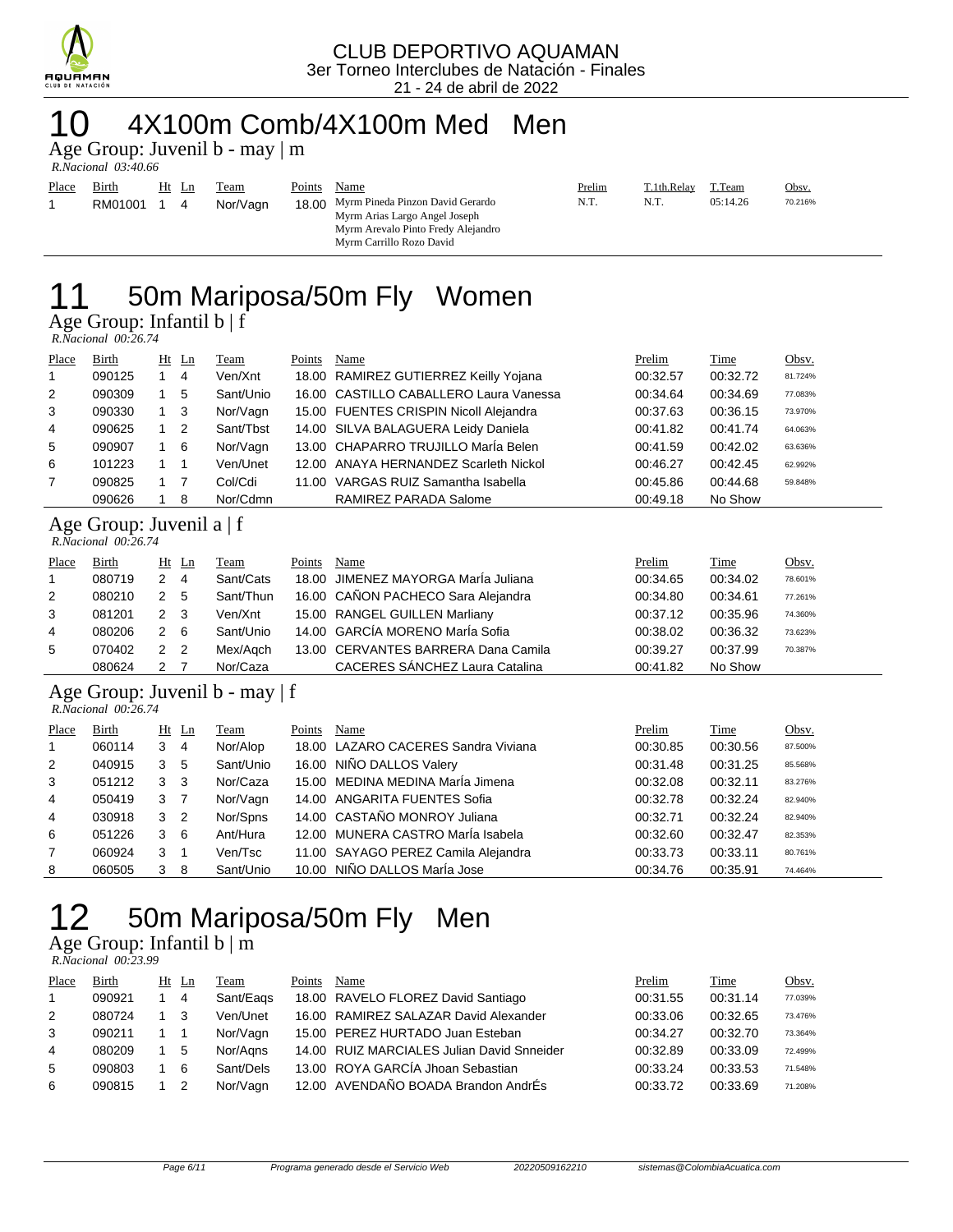CLUB DEPORTIVO AQUAMAN
3er Torneo Interclubes de Natación - Finales
21 - 24 de abril de 2022

# 10 4X100m Comb/4X100m Med Men

Age Group: Juvenil b - may | m

*R.Nacional 03:40.66*

| Place | Birth | Ht | Ln | Team | Points | Name | Prelim | T.1th.Relay | T.Team | Obsv. |
|---|---|---|---|---|---|---|---|---|---|---|
| 1 | RM01001 | 1 | 4 | Nor/Vagn | 18.00 | Myrm Pineda Pinzon David Gerardo<br>Myrm Arias Largo Angel Joseph<br>Myrm Arevalo Pinto Fredy Alejandro<br>Myrm Carrillo Rozo David | N.T. | N.T. | 05:14.26 | 70.216% |

# 11 50m Mariposa/50m Fly Women

Age Group: Infantil b | f

*R.Nacional 00:26.74*

| Place | Birth | Ht | Ln | Team | Points | Name | Prelim | Time | Obsv. |
|---|---|---|---|---|---|---|---|---|---|
| 1 | 090125 | 1 | 4 | Ven/Xnt | 18.00 | RAMIREZ GUTIERREZ Keilly Yojana | 00:32.57 | 00:32.72 | 81.724% |
| 2 | 090309 | 1 | 5 | Sant/Unio | 16.00 | CASTILLO CABALLERO Laura Vanessa | 00:34.64 | 00:34.69 | 77.083% |
| 3 | 090330 | 1 | 3 | Nor/Vagn | 15.00 | FUENTES CRISPIN Nicoll Alejandra | 00:37.63 | 00:36.15 | 73.970% |
| 4 | 090625 | 1 | 2 | Sant/Tbst | 14.00 | SILVA BALAGUERA Leidy Daniela | 00:41.82 | 00:41.74 | 64.063% |
| 5 | 090907 | 1 | 6 | Nor/Vagn | 13.00 | CHAPARRO TRUJILLO MarÍa Belen | 00:41.59 | 00:42.02 | 63.636% |
| 6 | 101223 | 1 | 1 | Ven/Unet | 12.00 | ANAYA HERNANDEZ Scarleth Nickol | 00:46.27 | 00:42.45 | 62.992% |
| 7 | 090825 | 1 | 7 | Col/Cdi | 11.00 | VARGAS RUIZ Samantha Isabella | 00:45.86 | 00:44.68 | 59.848% |
| | 090626 | 1 | 8 | Nor/Cdmn | | RAMIREZ PARADA Salome | 00:49.18 | No Show | |

Age Group: Juvenil a | f

*R.Nacional 00:26.74*

| Place | Birth | Ht | Ln | Team | Points | Name | Prelim | Time | Obsv. |
|---|---|---|---|---|---|---|---|---|---|
| 1 | 080719 | 2 | 4 | Sant/Cats | 18.00 | JIMENEZ MAYORGA MarÍa Juliana | 00:34.65 | 00:34.02 | 78.601% |
| 2 | 080210 | 2 | 5 | Sant/Thun | 16.00 | CAÑON PACHECO Sara Alejandra | 00:34.80 | 00:34.61 | 77.261% |
| 3 | 081201 | 2 | 3 | Ven/Xnt | 15.00 | RANGEL GUILLEN Marliany | 00:37.12 | 00:35.96 | 74.360% |
| 4 | 080206 | 2 | 6 | Sant/Unio | 14.00 | GARCÍA MORENO MarÍa Sofia | 00:38.02 | 00:36.32 | 73.623% |
| 5 | 070402 | 2 | 2 | Mex/Aqch | 13.00 | CERVANTES BARRERA Dana Camila | 00:39.27 | 00:37.99 | 70.387% |
| | 080624 | 2 | 7 | Nor/Caza | | CACERES SÁNCHEZ Laura Catalina | 00:41.82 | No Show | |

Age Group: Juvenil b - may | f

*R.Nacional 00:26.74*

| Place | Birth | Ht | Ln | Team | Points | Name | Prelim | Time | Obsv. |
|---|---|---|---|---|---|---|---|---|---|
| 1 | 060114 | 3 | 4 | Nor/Alop | 18.00 | LAZARO CACERES Sandra Viviana | 00:30.85 | 00:30.56 | 87.500% |
| 2 | 040915 | 3 | 5 | Sant/Unio | 16.00 | NIÑO DALLOS Valery | 00:31.48 | 00:31.25 | 85.568% |
| 3 | 051212 | 3 | 3 | Nor/Caza | 15.00 | MEDINA MEDINA MarÍa Jimena | 00:32.08 | 00:32.11 | 83.276% |
| 4 | 050419 | 3 | 7 | Nor/Vagn | 14.00 | ANGARITA FUENTES Sofia | 00:32.78 | 00:32.24 | 82.940% |
| 4 | 030918 | 3 | 2 | Nor/Spns | 14.00 | CASTAÑO MONROY Juliana | 00:32.71 | 00:32.24 | 82.940% |
| 6 | 051226 | 3 | 6 | Ant/Hura | 12.00 | MUNERA CASTRO MarÍa Isabela | 00:32.60 | 00:32.47 | 82.353% |
| 7 | 060924 | 3 | 1 | Ven/Tsc | 11.00 | SAYAGO PEREZ Camila Alejandra | 00:33.73 | 00:33.11 | 80.761% |
| 8 | 060505 | 3 | 8 | Sant/Unio | 10.00 | NIÑO DALLOS MarÍa Jose | 00:34.76 | 00:35.91 | 74.464% |

# 12 50m Mariposa/50m Fly Men

Age Group: Infantil b | m

*R.Nacional 00:23.99*

| Place | Birth | Ht | Ln | Team | Points | Name | Prelim | Time | Obsv. |
|---|---|---|---|---|---|---|---|---|---|
| 1 | 090921 | 1 | 4 | Sant/Eaqs | 18.00 | RAVELO FLOREZ David Santiago | 00:31.55 | 00:31.14 | 77.039% |
| 2 | 080724 | 1 | 3 | Ven/Unet | 16.00 | RAMIREZ SALAZAR David Alexander | 00:33.06 | 00:32.65 | 73.476% |
| 3 | 090211 | 1 | 1 | Nor/Vagn | 15.00 | PEREZ HURTADO Juan Esteban | 00:34.27 | 00:32.70 | 73.364% |
| 4 | 080209 | 1 | 5 | Nor/Aqns | 14.00 | RUIZ MARCIALES Julian David Snneider | 00:32.89 | 00:33.09 | 72.499% |
| 5 | 090803 | 1 | 6 | Sant/Dels | 13.00 | ROYA GARCÍA Jhoan Sebastian | 00:33.24 | 00:33.53 | 71.548% |
| 6 | 090815 | 1 | 2 | Nor/Vagn | 12.00 | AVENDAÑO BOADA Brandon AndrÉs | 00:33.72 | 00:33.69 | 71.208% |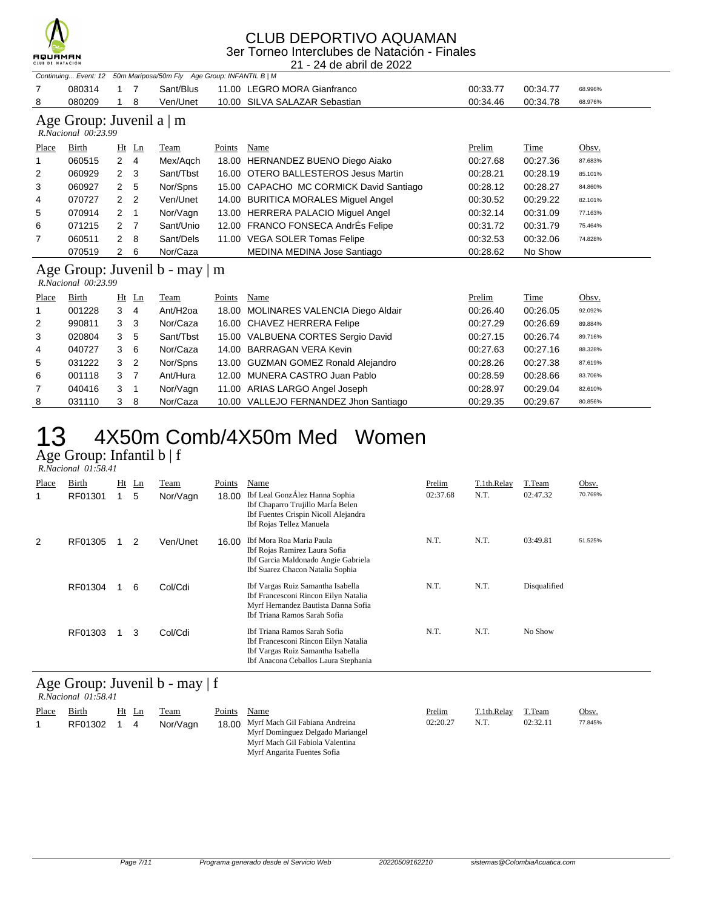Continuing... Event: 12 50m Mariposa/50m Fly Age Group: INFANTIL B | M

| Place | Birth | Ht | Ln | Team | Points | Name | Prelim | Time | Obsv. |
|---|---|---|---|---|---|---|---|---|---|
| 7 | 080314 | 1 | 7 | Sant/Blus | 11.00 | LEGRO MORA Gianfranco | 00:33.77 | 00:34.77 | 68.996% |
| 8 | 080209 | 1 | 8 | Ven/Unet | 10.00 | SILVA SALAZAR Sebastian | 00:34.46 | 00:34.78 | 68.976% |

## Age Group: Juvenil a | m

*R.Nacional 00:23.99*

| Place | Birth | Ht | Ln | Team | Points | Name | Prelim | Time | Obsv. |
|---|---|---|---|---|---|---|---|---|---|
| 1 | 060515 | 2 | 4 | Mex/Aqch | 18.00 | HERNANDEZ BUENO Diego Aiako | 00:27.68 | 00:27.36 | 87.683% |
| 2 | 060929 | 2 | 3 | Sant/Tbst | 16.00 | OTERO BALLESTEROS Jesus Martin | 00:28.21 | 00:28.19 | 85.101% |
| 3 | 060927 | 2 | 5 | Nor/Spns | 15.00 | CAPACHO MC CORMICK David Santiago | 00:28.12 | 00:28.27 | 84.860% |
| 4 | 070727 | 2 | 2 | Ven/Unet | 14.00 | BURITICA MORALES Miguel Angel | 00:30.52 | 00:29.22 | 82.101% |
| 5 | 070914 | 2 | 1 | Nor/Vagn | 13.00 | HERRERA PALACIO Miguel Angel | 00:32.14 | 00:31.09 | 77.163% |
| 6 | 071215 | 2 | 7 | Sant/Unio | 12.00 | FRANCO FONSECA AndrÉs Felipe | 00:31.72 | 00:31.79 | 75.464% |
| 7 | 060511 | 2 | 8 | Sant/Dels | 11.00 | VEGA SOLER Tomas Felipe | 00:32.53 | 00:32.06 | 74.828% |
|  | 070519 | 2 | 6 | Nor/Caza |  | MEDINA MEDINA Jose Santiago | 00:28.62 | No Show |  |

## Age Group: Juvenil b - may | m

*R.Nacional 00:23.99*

| Place | Birth | Ht | Ln | Team | Points | Name | Prelim | Time | Obsv. |
|---|---|---|---|---|---|---|---|---|---|
| 1 | 001228 | 3 | 4 | Ant/H2oa | 18.00 | MOLINARES VALENCIA Diego Aldair | 00:26.40 | 00:26.05 | 92.092% |
| 2 | 990811 | 3 | 3 | Nor/Caza | 16.00 | CHAVEZ HERRERA Felipe | 00:27.29 | 00:26.69 | 89.884% |
| 3 | 020804 | 3 | 5 | Sant/Tbst | 15.00 | VALBUENA CORTES Sergio David | 00:27.15 | 00:26.74 | 89.716% |
| 4 | 040727 | 3 | 6 | Nor/Caza | 14.00 | BARRAGAN VERA Kevin | 00:27.63 | 00:27.16 | 88.328% |
| 5 | 031222 | 3 | 2 | Nor/Spns | 13.00 | GUZMAN GOMEZ Ronald Alejandro | 00:28.26 | 00:27.38 | 87.619% |
| 6 | 001118 | 3 | 7 | Ant/Hura | 12.00 | MUNERA CASTRO Juan Pablo | 00:28.59 | 00:28.66 | 83.706% |
| 7 | 040416 | 3 | 1 | Nor/Vagn | 11.00 | ARIAS LARGO Angel Joseph | 00:28.97 | 00:29.04 | 82.610% |
| 8 | 031110 | 3 | 8 | Nor/Caza | 10.00 | VALLEJO FERNANDEZ Jhon Santiago | 00:29.35 | 00:29.67 | 80.856% |

# 13 4X50m Comb/4X50m Med Women

## Age Group: Infantil b | f

*R.Nacional 01:58.41*

| Place | Birth | Ht | Ln | Team | Points | Name | Prelim | T.1th.Relay | T.Team | Obsv. |
|---|---|---|---|---|---|---|---|---|---|---|
| 1 | RF01301 | 1 | 5 | Nor/Vagn | 18.00 | Ibf Leal GonzÁlez Hanna Sophia<br>Ibf Chaparro Trujillo MarÍa Belen<br>Ibf Fuentes Crispin Nicoll Alejandra<br>Ibf Rojas Tellez Manuela | 02:37.68 | N.T. | 02:47.32 | 70.769% |
| 2 | RF01305 | 1 | 2 | Ven/Unet | 16.00 | Ibf Mora Roa Maria Paula<br>Ibf Rojas Ramirez Laura Sofia<br>Ibf Garcia Maldonado Angie Gabriela<br>Ibf Suarez Chacon Natalia Sophia | N.T. | N.T. | 03:49.81 | 51.525% |
|  | RF01304 | 1 | 6 | Col/Cdi |  | Ibf Vargas Ruiz Samantha Isabella<br>Ibf Francesconi Rincon Eilyn Natalia<br>Myrf Hernandez Bautista Danna Sofia<br>Ibf Triana Ramos Sarah Sofia | N.T. | N.T. | Disqualified |  |
|  | RF01303 | 1 | 3 | Col/Cdi |  | Ibf Triana Ramos Sarah Sofia<br>Ibf Francesconi Rincon Eilyn Natalia<br>Ibf Vargas Ruiz Samantha Isabella<br>Ibf Anacona Ceballos Laura Stephania | N.T. | N.T. | No Show |  |

## Age Group: Juvenil b - may | f

*R.Nacional 01:58.41*

| Place | Birth | Ht | Ln | Team | Points | Name | Prelim | T.1th.Relay | T.Team | Obsv. |
|---|---|---|---|---|---|---|---|---|---|---|
| 1 | RF01302 | 1 | 4 | Nor/Vagn | 18.00 | Myrf Mach Gil Fabiana Andreina<br>Myrf Dominguez Delgado Mariangel<br>Myrf Mach Gil Fabiola Valentina<br>Myrf Angarita Fuentes Sofia | 02:20.27 | N.T. | 02:32.11 | 77.845% |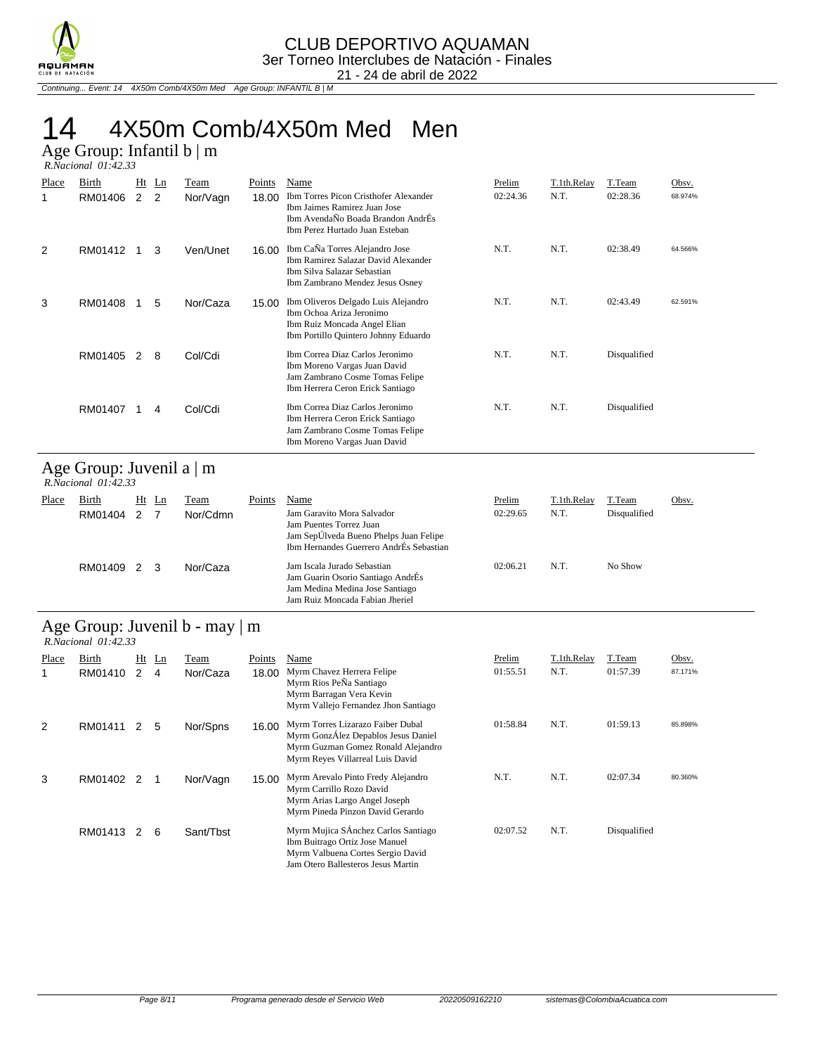CLUB DEPORTIVO AQUAMAN
3er Torneo Interclubes de Natación - Finales
21 - 24 de abril de 2022

*Continuing... Event: 14 4X50m Comb/4X50m Med Age Group: INFANTIL B | M*

# 14 4X50m Comb/4X50m Med Men

## Age Group: Infantil b | m

*R.Nacional 01:42.33*

| Place | Birth | Ht | Ln | Team | Points | Name | Prelim | T.1th.Relay | T.Team | Obsv. |
|---|---|---|---|---|---|---|---|---|---|---|
| 1 | RM01406 | 2 | 2 | Nor/Vagn | 18.00 | Ibm Torres Picon Cristhofer Alexander<br>Ibm Jaimes Ramirez Juan Jose<br>Ibm AvendaÑo Boada Brandon AndrÉs<br>Ibm Perez Hurtado Juan Esteban | 02:24.36 | N.T. | 02:28.36 | 68.974% |
| 2 | RM01412 | 1 | 3 | Ven/Unet | 16.00 | Ibm CaÑa Torres Alejandro Jose<br>Ibm Ramirez Salazar David Alexander<br>Ibm Silva Salazar Sebastian<br>Ibm Zambrano Mendez Jesus Osney | N.T. | N.T. | 02:38.49 | 64.566% |
| 3 | RM01408 | 1 | 5 | Nor/Caza | 15.00 | Ibm Oliveros Delgado Luis Alejandro<br>Ibm Ochoa Ariza Jeronimo<br>Ibm Ruiz Moncada Angel Elian<br>Ibm Portillo Quintero Johnny Eduardo | N.T. | N.T. | 02:43.49 | 62.591% |
| | RM01405 | 2 | 8 | Col/Cdi | | Ibm Correa Diaz Carlos Jeronimo<br>Ibm Moreno Vargas Juan David<br>Jam Zambrano Cosme Tomas Felipe<br>Ibm Herrera Ceron Erick Santiago | N.T. | N.T. | Disqualified | |
| | RM01407 | 1 | 4 | Col/Cdi | | Ibm Correa Diaz Carlos Jeronimo<br>Ibm Herrera Ceron Erick Santiago<br>Jam Zambrano Cosme Tomas Felipe<br>Ibm Moreno Vargas Juan David | N.T. | N.T. | Disqualified | |

## Age Group: Juvenil a | m

*R.Nacional 01:42.33*

| Place | Birth | Ht | Ln | Team | Points | Name | Prelim | T.1th.Relay | T.Team | Obsv. |
|---|---|---|---|---|---|---|---|---|---|---|
| | RM01404 | 2 | 7 | Nor/Cdmn | | Jam Garavito Mora Salvador<br>Jam Puentes Torrez Juan<br>Jam SepÚlveda Bueno Phelps Juan Felipe<br>Ibm Hernandes Guerrero AndrÉs Sebastian | 02:29.65 | N.T. | Disqualified | |
| | RM01409 | 2 | 3 | Nor/Caza | | Jam Iscala Jurado Sebastian<br>Jam Guarin Osorio Santiago AndrÉs<br>Jam Medina Medina Jose Santiago<br>Jam Ruiz Moncada Fabian Jheriel | 02:06.21 | N.T. | No Show | |

## Age Group: Juvenil b - may | m

*R.Nacional 01:42.33*

| Place | Birth | Ht | Ln | Team | Points | Name | Prelim | T.1th.Relay | T.Team | Obsv. |
|---|---|---|---|---|---|---|---|---|---|---|
| 1 | RM01410 | 2 | 4 | Nor/Caza | 18.00 | Myrm Chavez Herrera Felipe<br>Myrm Rios PeÑa Santiago<br>Myrm Barragan Vera Kevin<br>Myrm Vallejo Fernandez Jhon Santiago | 01:55.51 | N.T. | 01:57.39 | 87.171% |
| 2 | RM01411 | 2 | 5 | Nor/Spns | 16.00 | Myrm Torres Lizarazo Faiber Dubal<br>Myrm GonzÁlez Depablos Jesus Daniel<br>Myrm Guzman Gomez Ronald Alejandro<br>Myrm Reyes Villarreal Luis David | 01:58.84 | N.T. | 01:59.13 | 85.898% |
| 3 | RM01402 | 2 | 1 | Nor/Vagn | 15.00 | Myrm Arevalo Pinto Fredy Alejandro<br>Myrm Carrillo Rozo David<br>Myrm Arias Largo Angel Joseph<br>Myrm Pineda Pinzon David Gerardo | N.T. | N.T. | 02:07.34 | 80.360% |
| | RM01413 | 2 | 6 | Sant/Tbst | | Myrm Mujica SÁnchez Carlos Santiago<br>Ibm Buitrago Ortiz Jose Manuel<br>Myrm Valbuena Cortes Sergio David<br>Jam Otero Ballesteros Jesus Martin | 02:07.52 | N.T. | Disqualified | |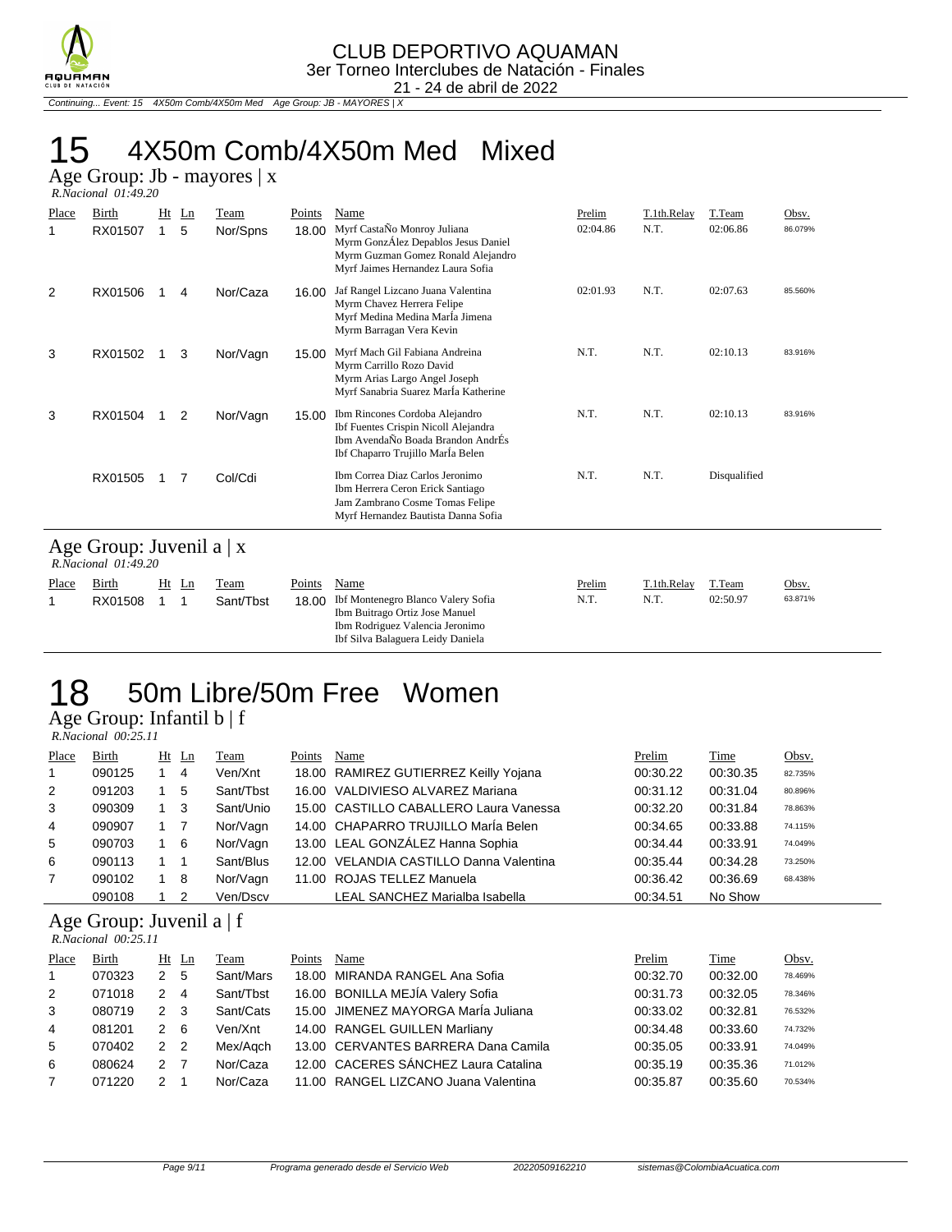CLUB DEPORTIVO AQUAMAN
3er Torneo Interclubes de Natación - Finales
21 - 24 de abril de 2022

*Continuing... Event: 15 4X50m Comb/4X50m Med Age Group: JB - MAYORES | X*

# 15 4X50m Comb/4X50m Med Mixed

## Age Group: Jb - mayores | x

*R.Nacional 01:49.20*

| Place | Birth | Ht | Ln | Team | Points | Name | Prelim | T.1th.Relay | T.Team | Obsv. |
|---|---|---|---|---|---|---|---|---|---|---|
| 1 | RX01507 | 1 | 5 | Nor/Spns | 18.00 | Myrf CastaÑo Monroy Juliana<br>Myrm GonzÁlez Depablos Jesus Daniel<br>Myrm Guzman Gomez Ronald Alejandro<br>Myrf Jaimes Hernandez Laura Sofia | 02:04.86 | N.T. | 02:06.86 | 86.079% |
| 2 | RX01506 | 1 | 4 | Nor/Caza | 16.00 | Jaf Rangel Lizcano Juana Valentina<br>Myrm Chavez Herrera Felipe<br>Myrf Medina Medina MarÍa Jimena<br>Myrm Barragan Vera Kevin | 02:01.93 | N.T. | 02:07.63 | 85.560% |
| 3 | RX01502 | 1 | 3 | Nor/Vagn | 15.00 | Myrf Mach Gil Fabiana Andreina<br>Myrm Carrillo Rozo David<br>Myrm Arias Largo Angel Joseph<br>Myrf Sanabria Suarez MarÍa Katherine | N.T. | N.T. | 02:10.13 | 83.916% |
| 3 | RX01504 | 1 | 2 | Nor/Vagn | 15.00 | Ibm Rincones Cordoba Alejandro<br>Ibf Fuentes Crispin Nicoll Alejandra<br>Ibm AvendaÑo Boada Brandon AndrÉs<br>Ibf Chaparro Trujillo MarÍa Belen | N.T. | N.T. | 02:10.13 | 83.916% |
| | RX01505 | 1 | 7 | Col/Cdi | | Ibm Correa Diaz Carlos Jeronimo<br>Ibm Herrera Ceron Erick Santiago<br>Jam Zambrano Cosme Tomas Felipe<br>Myrf Hernandez Bautista Danna Sofia | N.T. | N.T. | Disqualified | |

## Age Group: Juvenil a | x

*R.Nacional 01:49.20*

| Place | Birth | Ht | Ln | Team | Points | Name | Prelim | T.1th.Relay | T.Team | Obsv. |
|---|---|---|---|---|---|---|---|---|---|---|
| 1 | RX01508 | 1 | 1 | Sant/Tbst | 18.00 | Ibf Montenegro Blanco Valery Sofia<br>Ibm Buitrago Ortiz Jose Manuel<br>Ibm Rodriguez Valencia Jeronimo<br>Ibf Silva Balaguera Leidy Daniela | N.T. | N.T. | 02:50.97 | 63.871% |

# 18 50m Libre/50m Free Women

## Age Group: Infantil b | f

*R.Nacional 00:25.11*

| Place | Birth | Ht | Ln | Team | Points | Name | Prelim | Time | Obsv. |
|---|---|---|---|---|---|---|---|---|---|
| 1 | 090125 | 1 | 4 | Ven/Xnt | 18.00 | RAMIREZ GUTIERREZ Keilly Yojana | 00:30.22 | 00:30.35 | 82.735% |
| 2 | 091203 | 1 | 5 | Sant/Tbst | 16.00 | VALDIVIESO ALVAREZ Mariana | 00:31.12 | 00:31.04 | 80.896% |
| 3 | 090309 | 1 | 3 | Sant/Unio | 15.00 | CASTILLO CABALLERO Laura Vanessa | 00:32.20 | 00:31.84 | 78.863% |
| 4 | 090907 | 1 | 7 | Nor/Vagn | 14.00 | CHAPARRO TRUJILLO MarÍa Belen | 00:34.65 | 00:33.88 | 74.115% |
| 5 | 090703 | 1 | 6 | Nor/Vagn | 13.00 | LEAL GONZÁLEZ Hanna Sophia | 00:34.44 | 00:33.91 | 74.049% |
| 6 | 090113 | 1 | 1 | Sant/Blus | 12.00 | VELANDIA CASTILLO Danna Valentina | 00:35.44 | 00:34.28 | 73.250% |
| 7 | 090102 | 1 | 8 | Nor/Vagn | 11.00 | ROJAS TELLEZ Manuela | 00:36.42 | 00:36.69 | 68.438% |
| | 090108 | 1 | 2 | Ven/Dscv | | LEAL SANCHEZ Marialba Isabella | 00:34.51 | No Show | |

## Age Group: Juvenil a | f

*R.Nacional 00:25.11*

| Place | Birth | Ht | Ln | Team | Points | Name | Prelim | Time | Obsv. |
|---|---|---|---|---|---|---|---|---|---|
| 1 | 070323 | 2 | 5 | Sant/Mars | 18.00 | MIRANDA RANGEL Ana Sofia | 00:32.70 | 00:32.00 | 78.469% |
| 2 | 071018 | 2 | 4 | Sant/Tbst | 16.00 | BONILLA MEJÍA Valery Sofia | 00:31.73 | 00:32.05 | 78.346% |
| 3 | 080719 | 2 | 3 | Sant/Cats | 15.00 | JIMENEZ MAYORGA MarÍa Juliana | 00:33.02 | 00:32.81 | 76.532% |
| 4 | 081201 | 2 | 6 | Ven/Xnt | 14.00 | RANGEL GUILLEN Marliany | 00:34.48 | 00:33.60 | 74.732% |
| 5 | 070402 | 2 | 2 | Mex/Aqch | 13.00 | CERVANTES BARRERA Dana Camila | 00:35.05 | 00:33.91 | 74.049% |
| 6 | 080624 | 2 | 7 | Nor/Caza | 12.00 | CACERES SÁNCHEZ Laura Catalina | 00:35.19 | 00:35.36 | 71.012% |
| 7 | 071220 | 2 | 1 | Nor/Caza | 11.00 | RANGEL LIZCANO Juana Valentina | 00:35.87 | 00:35.60 | 70.534% |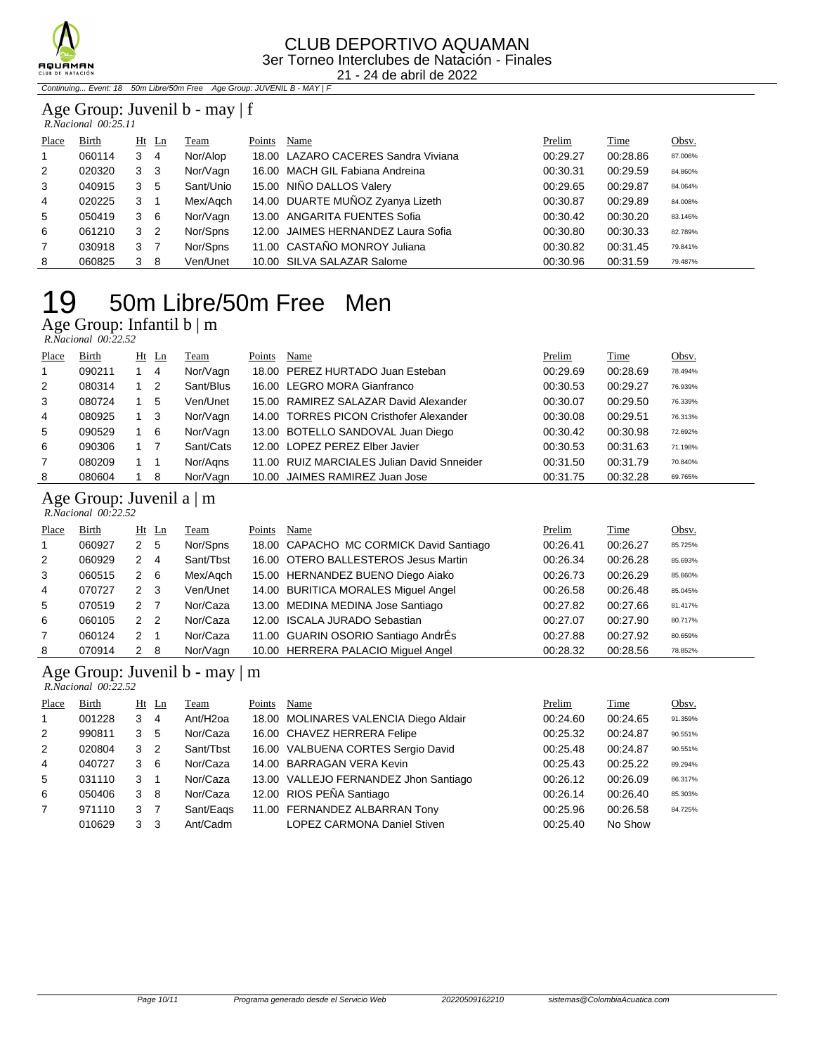Continuing... Event: 18 50m Libre/50m Free Age Group: JUVENIL B - MAY | F

### Age Group: Juvenil b - may | f

*R.Nacional 00:25.11*

| Place | Birth | Ht | Ln | Team | Points | Name | Prelim | Time | Obsv. |
|---|---|---|---|---|---|---|---|---|---|
| 1 | 060114 | 3 | 4 | Nor/Alop | 18.00 | LAZARO CACERES Sandra Viviana | 00:29.27 | 00:28.86 | 87.006% |
| 2 | 020320 | 3 | 3 | Nor/Vagn | 16.00 | MACH GIL Fabiana Andreina | 00:30.31 | 00:29.59 | 84.860% |
| 3 | 040915 | 3 | 5 | Sant/Unio | 15.00 | NIÑO DALLOS Valery | 00:29.65 | 00:29.87 | 84.064% |
| 4 | 020225 | 3 | 1 | Mex/Aqch | 14.00 | DUARTE MUÑOZ Zyanya Lizeth | 00:30.87 | 00:29.89 | 84.008% |
| 5 | 050419 | 3 | 6 | Nor/Vagn | 13.00 | ANGARITA FUENTES Sofia | 00:30.42 | 00:30.20 | 83.146% |
| 6 | 061210 | 3 | 2 | Nor/Spns | 12.00 | JAIMES HERNANDEZ Laura Sofia | 00:30.80 | 00:30.33 | 82.789% |
| 7 | 030918 | 3 | 7 | Nor/Spns | 11.00 | CASTAÑO MONROY Juliana | 00:30.82 | 00:31.45 | 79.841% |
| 8 | 060825 | 3 | 8 | Ven/Unet | 10.00 | SILVA SALAZAR Salome | 00:30.96 | 00:31.59 | 79.487% |

# 19 50m Libre/50m Free Men

### Age Group: Infantil b | m

*R.Nacional 00:22.52*

| Place | Birth | Ht | Ln | Team | Points | Name | Prelim | Time | Obsv. |
|---|---|---|---|---|---|---|---|---|---|
| 1 | 090211 | 1 | 4 | Nor/Vagn | 18.00 | PEREZ HURTADO Juan Esteban | 00:29.69 | 00:28.69 | 78.494% |
| 2 | 080314 | 1 | 2 | Sant/Blus | 16.00 | LEGRO MORA Gianfranco | 00:30.53 | 00:29.27 | 76.939% |
| 3 | 080724 | 1 | 5 | Ven/Unet | 15.00 | RAMIREZ SALAZAR David Alexander | 00:30.07 | 00:29.50 | 76.339% |
| 4 | 080925 | 1 | 3 | Nor/Vagn | 14.00 | TORRES PICON Cristhofer Alexander | 00:30.08 | 00:29.51 | 76.313% |
| 5 | 090529 | 1 | 6 | Nor/Vagn | 13.00 | BOTELLO SANDOVAL Juan Diego | 00:30.42 | 00:30.98 | 72.692% |
| 6 | 090306 | 1 | 7 | Sant/Cats | 12.00 | LOPEZ PEREZ Elber Javier | 00:30.53 | 00:31.63 | 71.198% |
| 7 | 080209 | 1 | 1 | Nor/Aqns | 11.00 | RUIZ MARCIALES Julian David Snneider | 00:31.50 | 00:31.79 | 70.840% |
| 8 | 080604 | 1 | 8 | Nor/Vagn | 10.00 | JAIMES RAMIREZ Juan Jose | 00:31.75 | 00:32.28 | 69.765% |

### Age Group: Juvenil a | m

*R.Nacional 00:22.52*

| Place | Birth | Ht | Ln | Team | Points | Name | Prelim | Time | Obsv. |
|---|---|---|---|---|---|---|---|---|---|
| 1 | 060927 | 2 | 5 | Nor/Spns | 18.00 | CAPACHO MC CORMICK David Santiago | 00:26.41 | 00:26.27 | 85.725% |
| 2 | 060929 | 2 | 4 | Sant/Tbst | 16.00 | OTERO BALLESTEROS Jesus Martin | 00:26.34 | 00:26.28 | 85.693% |
| 3 | 060515 | 2 | 6 | Mex/Aqch | 15.00 | HERNANDEZ BUENO Diego Aiako | 00:26.73 | 00:26.29 | 85.660% |
| 4 | 070727 | 2 | 3 | Ven/Unet | 14.00 | BURITICA MORALES Miguel Angel | 00:26.58 | 00:26.48 | 85.045% |
| 5 | 070519 | 2 | 7 | Nor/Caza | 13.00 | MEDINA MEDINA Jose Santiago | 00:27.82 | 00:27.66 | 81.417% |
| 6 | 060105 | 2 | 2 | Nor/Caza | 12.00 | ISCALA JURADO Sebastian | 00:27.07 | 00:27.90 | 80.717% |
| 7 | 060124 | 2 | 1 | Nor/Caza | 11.00 | GUARIN OSORIO Santiago AndrÉs | 00:27.88 | 00:27.92 | 80.659% |
| 8 | 070914 | 2 | 8 | Nor/Vagn | 10.00 | HERRERA PALACIO Miguel Angel | 00:28.32 | 00:28.56 | 78.852% |

### Age Group: Juvenil b - may | m

*R.Nacional 00:22.52*

| Place | Birth | Ht | Ln | Team | Points | Name | Prelim | Time | Obsv. |
|---|---|---|---|---|---|---|---|---|---|
| 1 | 001228 | 3 | 4 | Ant/H2oa | 18.00 | MOLINARES VALENCIA Diego Aldair | 00:24.60 | 00:24.65 | 91.359% |
| 2 | 990811 | 3 | 5 | Nor/Caza | 16.00 | CHAVEZ HERRERA Felipe | 00:25.32 | 00:24.87 | 90.551% |
| 2 | 020804 | 3 | 2 | Sant/Tbst | 16.00 | VALBUENA CORTES Sergio David | 00:25.48 | 00:24.87 | 90.551% |
| 4 | 040727 | 3 | 6 | Nor/Caza | 14.00 | BARRAGAN VERA Kevin | 00:25.43 | 00:25.22 | 89.294% |
| 5 | 031110 | 3 | 1 | Nor/Caza | 13.00 | VALLEJO FERNANDEZ Jhon Santiago | 00:26.12 | 00:26.09 | 86.317% |
| 6 | 050406 | 3 | 8 | Nor/Caza | 12.00 | RIOS PEÑA Santiago | 00:26.14 | 00:26.40 | 85.303% |
| 7 | 971110 | 3 | 7 | Sant/Eaqs | 11.00 | FERNANDEZ ALBARRAN Tony | 00:25.96 | 00:26.58 | 84.725% |
| | 010629 | 3 | 3 | Ant/Cadm | | LOPEZ CARMONA Daniel Stiven | 00:25.40 | No Show | |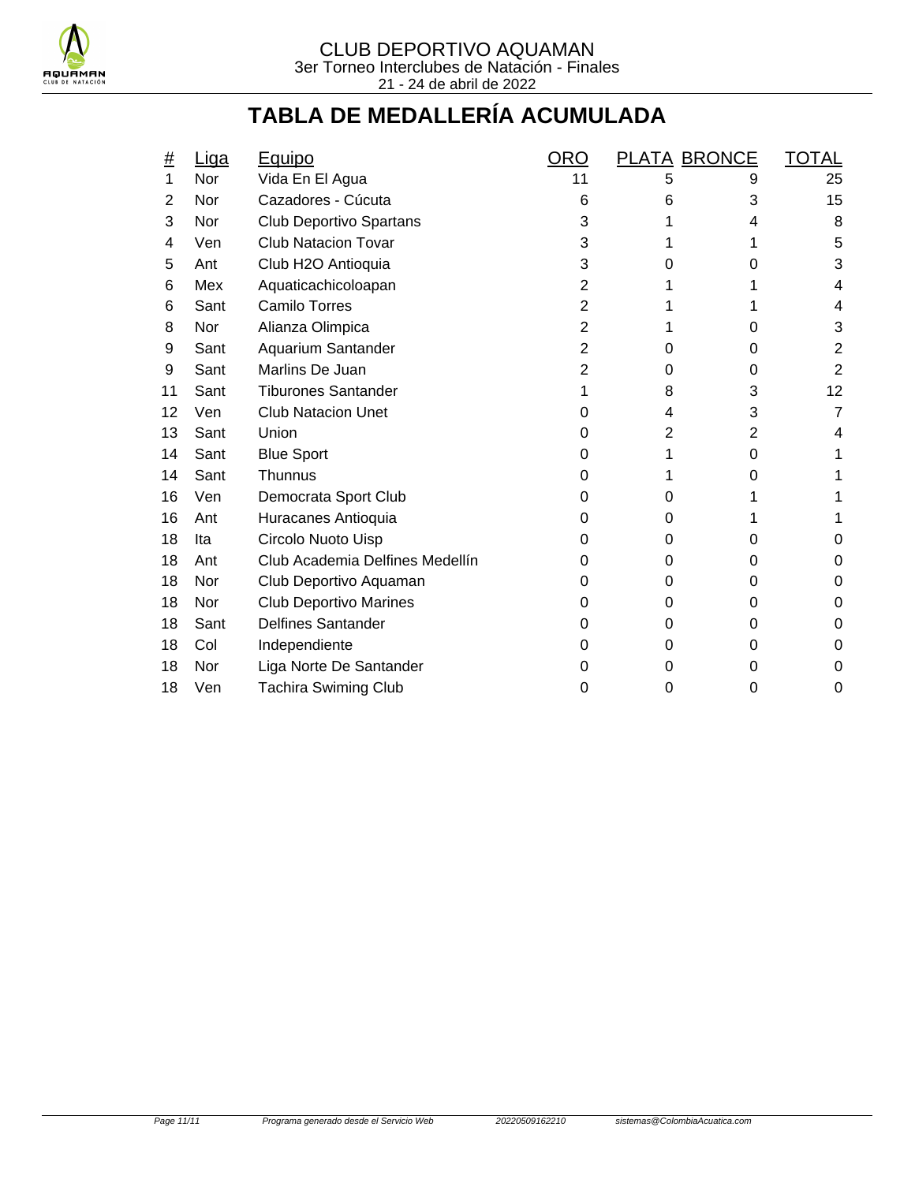CLUB DEPORTIVO AQUAMAN
3er Torneo Interclubes de Natación - Finales
21 - 24 de abril de 2022

# TABLA DE MEDALLERÍA ACUMULADA

| # | Liga | Equipo | ORO | PLATA | BRONCE | TOTAL |
|---|---|---|---|---|---|---|
| 1 | Nor | Vida En El Agua | 11 | 5 | 9 | 25 |
| 2 | Nor | Cazadores - Cúcuta | 6 | 6 | 3 | 15 |
| 3 | Nor | Club Deportivo Spartans | 3 | 1 | 4 | 8 |
| 4 | Ven | Club Natacion Tovar | 3 | 1 | 1 | 5 |
| 5 | Ant | Club H2O Antioquia | 3 | 0 | 0 | 3 |
| 6 | Mex | Aquaticachicoloapan | 2 | 1 | 1 | 4 |
| 6 | Sant | Camilo Torres | 2 | 1 | 1 | 4 |
| 8 | Nor | Alianza Olimpica | 2 | 1 | 0 | 3 |
| 9 | Sant | Aquarium Santander | 2 | 0 | 0 | 2 |
| 9 | Sant | Marlins De Juan | 2 | 0 | 0 | 2 |
| 11 | Sant | Tiburones Santander | 1 | 8 | 3 | 12 |
| 12 | Ven | Club Natacion Unet | 0 | 4 | 3 | 7 |
| 13 | Sant | Union | 0 | 2 | 2 | 4 |
| 14 | Sant | Blue Sport | 0 | 1 | 0 | 1 |
| 14 | Sant | Thunnus | 0 | 1 | 0 | 1 |
| 16 | Ven | Democrata Sport Club | 0 | 0 | 1 | 1 |
| 16 | Ant | Huracanes Antioquia | 0 | 0 | 1 | 1 |
| 18 | Ita | Circolo Nuoto Uisp | 0 | 0 | 0 | 0 |
| 18 | Ant | Club Academia Delfines Medellín | 0 | 0 | 0 | 0 |
| 18 | Nor | Club Deportivo Aquaman | 0 | 0 | 0 | 0 |
| 18 | Nor | Club Deportivo Marines | 0 | 0 | 0 | 0 |
| 18 | Sant | Delfines Santander | 0 | 0 | 0 | 0 |
| 18 | Col | Independiente | 0 | 0 | 0 | 0 |
| 18 | Nor | Liga Norte De Santander | 0 | 0 | 0 | 0 |
| 18 | Ven | Tachira Swiming Club | 0 | 0 | 0 | 0 |